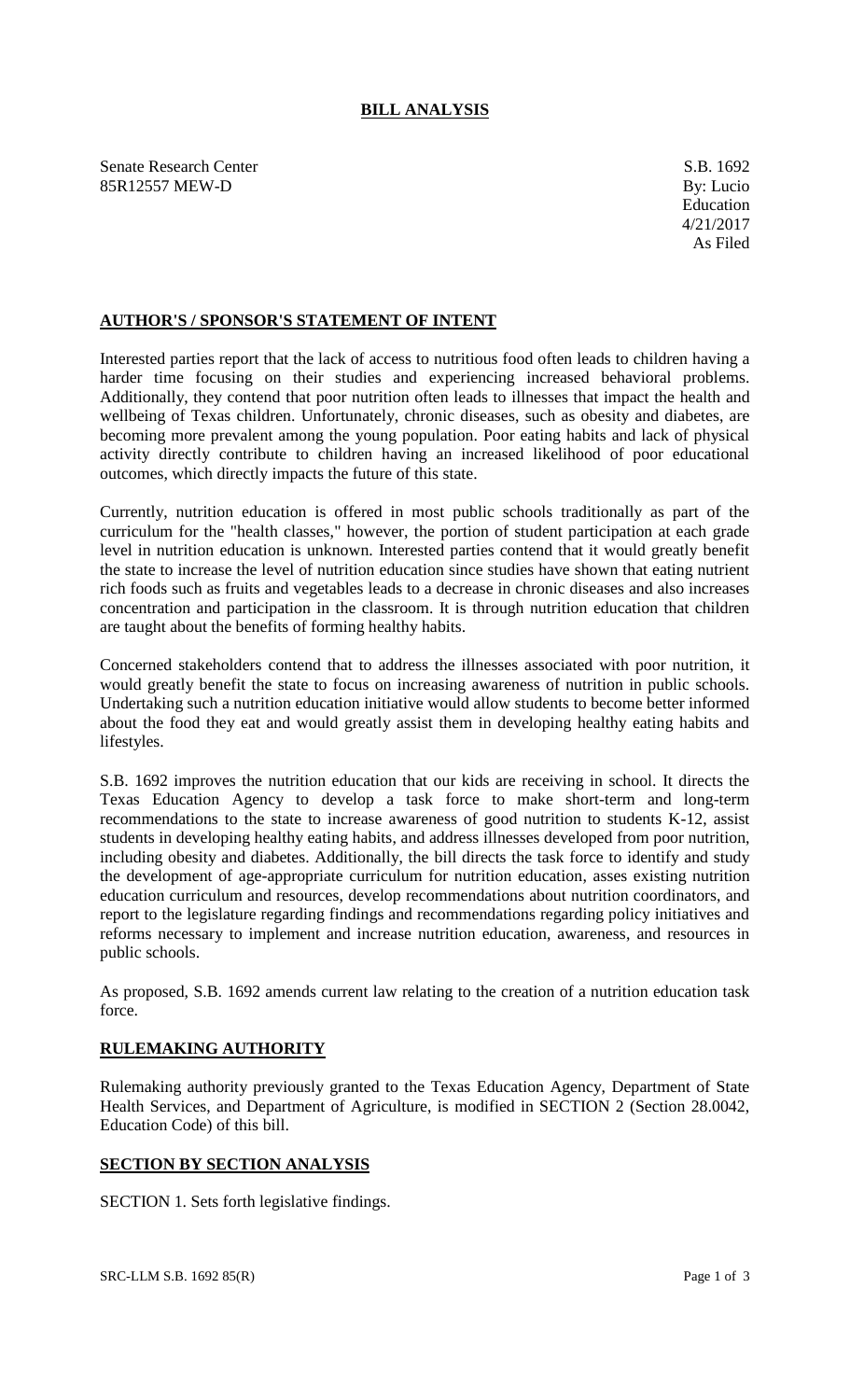# BILL ANALYSIS

Senate Research Center
85R12557 MEW-D

S.B. 1692
By: Lucio
Education
4/21/2017
As Filed

## AUTHOR'S / SPONSOR'S STATEMENT OF INTENT

Interested parties report that the lack of access to nutritious food often leads to children having a harder time focusing on their studies and experiencing increased behavioral problems. Additionally, they contend that poor nutrition often leads to illnesses that impact the health and wellbeing of Texas children. Unfortunately, chronic diseases, such as obesity and diabetes, are becoming more prevalent among the young population. Poor eating habits and lack of physical activity directly contribute to children having an increased likelihood of poor educational outcomes, which directly impacts the future of this state.

Currently, nutrition education is offered in most public schools traditionally as part of the curriculum for the "health classes," however, the portion of student participation at each grade level in nutrition education is unknown. Interested parties contend that it would greatly benefit the state to increase the level of nutrition education since studies have shown that eating nutrient rich foods such as fruits and vegetables leads to a decrease in chronic diseases and also increases concentration and participation in the classroom. It is through nutrition education that children are taught about the benefits of forming healthy habits.

Concerned stakeholders contend that to address the illnesses associated with poor nutrition, it would greatly benefit the state to focus on increasing awareness of nutrition in public schools. Undertaking such a nutrition education initiative would allow students to become better informed about the food they eat and would greatly assist them in developing healthy eating habits and lifestyles.

S.B. 1692 improves the nutrition education that our kids are receiving in school. It directs the Texas Education Agency to develop a task force to make short-term and long-term recommendations to the state to increase awareness of good nutrition to students K-12, assist students in developing healthy eating habits, and address illnesses developed from poor nutrition, including obesity and diabetes. Additionally, the bill directs the task force to identify and study the development of age-appropriate curriculum for nutrition education, asses existing nutrition education curriculum and resources, develop recommendations about nutrition coordinators, and report to the legislature regarding findings and recommendations regarding policy initiatives and reforms necessary to implement and increase nutrition education, awareness, and resources in public schools.

As proposed, S.B. 1692 amends current law relating to the creation of a nutrition education task force.

## RULEMAKING AUTHORITY

Rulemaking authority previously granted to the Texas Education Agency, Department of State Health Services, and Department of Agriculture, is modified in SECTION 2 (Section 28.0042, Education Code) of this bill.

## SECTION BY SECTION ANALYSIS

SECTION 1. Sets forth legislative findings.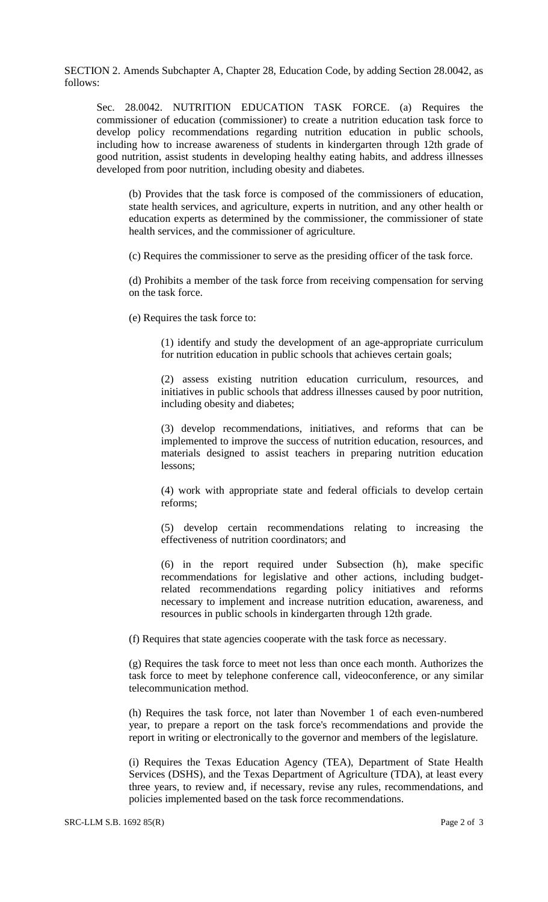SECTION 2. Amends Subchapter A, Chapter 28, Education Code, by adding Section 28.0042, as follows:

Sec. 28.0042. NUTRITION EDUCATION TASK FORCE. (a) Requires the commissioner of education (commissioner) to create a nutrition education task force to develop policy recommendations regarding nutrition education in public schools, including how to increase awareness of students in kindergarten through 12th grade of good nutrition, assist students in developing healthy eating habits, and address illnesses developed from poor nutrition, including obesity and diabetes.

(b) Provides that the task force is composed of the commissioners of education, state health services, and agriculture, experts in nutrition, and any other health or education experts as determined by the commissioner, the commissioner of state health services, and the commissioner of agriculture.

(c) Requires the commissioner to serve as the presiding officer of the task force.

(d) Prohibits a member of the task force from receiving compensation for serving on the task force.

(e) Requires the task force to:

(1) identify and study the development of an age-appropriate curriculum for nutrition education in public schools that achieves certain goals;

(2) assess existing nutrition education curriculum, resources, and initiatives in public schools that address illnesses caused by poor nutrition, including obesity and diabetes;

(3) develop recommendations, initiatives, and reforms that can be implemented to improve the success of nutrition education, resources, and materials designed to assist teachers in preparing nutrition education lessons;

(4) work with appropriate state and federal officials to develop certain reforms;

(5) develop certain recommendations relating to increasing the effectiveness of nutrition coordinators; and

(6) in the report required under Subsection (h), make specific recommendations for legislative and other actions, including budget-related recommendations regarding policy initiatives and reforms necessary to implement and increase nutrition education, awareness, and resources in public schools in kindergarten through 12th grade.

(f) Requires that state agencies cooperate with the task force as necessary.

(g) Requires the task force to meet not less than once each month. Authorizes the task force to meet by telephone conference call, videoconference, or any similar telecommunication method.

(h) Requires the task force, not later than November 1 of each even-numbered year, to prepare a report on the task force's recommendations and provide the report in writing or electronically to the governor and members of the legislature.

(i) Requires the Texas Education Agency (TEA), Department of State Health Services (DSHS), and the Texas Department of Agriculture (TDA), at least every three years, to review and, if necessary, revise any rules, recommendations, and policies implemented based on the task force recommendations.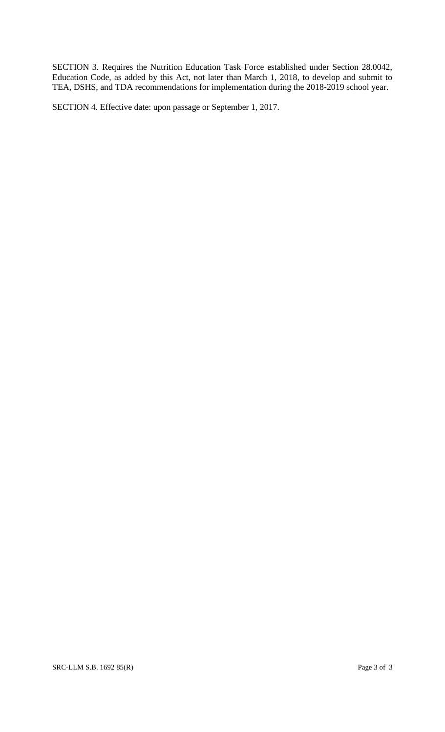SECTION 3. Requires the Nutrition Education Task Force established under Section 28.0042, Education Code, as added by this Act, not later than March 1, 2018, to develop and submit to TEA, DSHS, and TDA recommendations for implementation during the 2018-2019 school year.

SECTION 4. Effective date: upon passage or September 1, 2017.